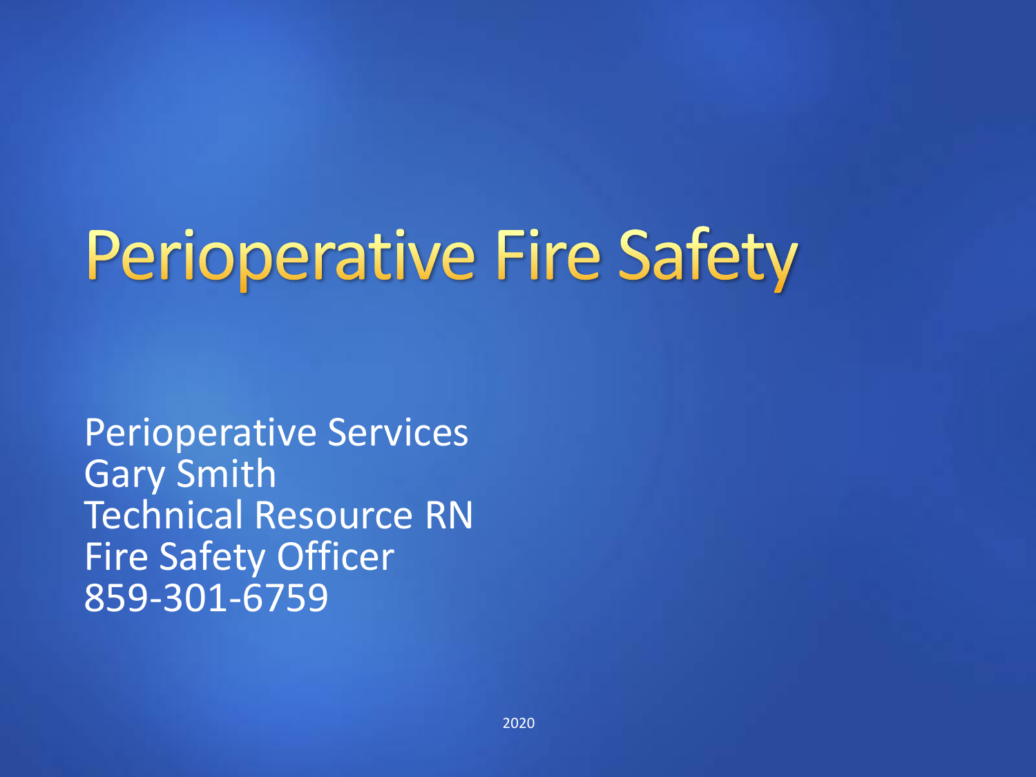# Perioperative Fire Safety

Perioperative Services
Gary Smith
Technical Resource RN
Fire Safety Officer
859-301-6759

2020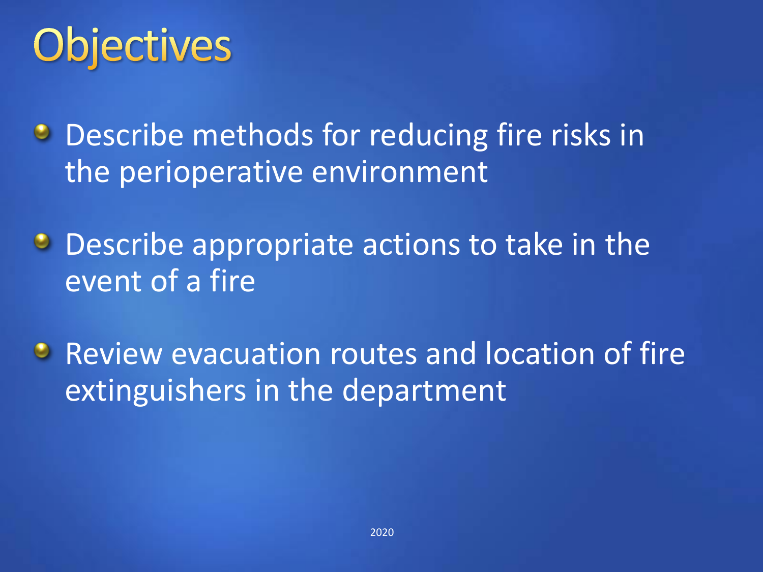# Objectives

- Describe methods for reducing fire risks in the perioperative environment
- Describe appropriate actions to take in the event of a fire
- Review evacuation routes and location of fire extinguishers in the department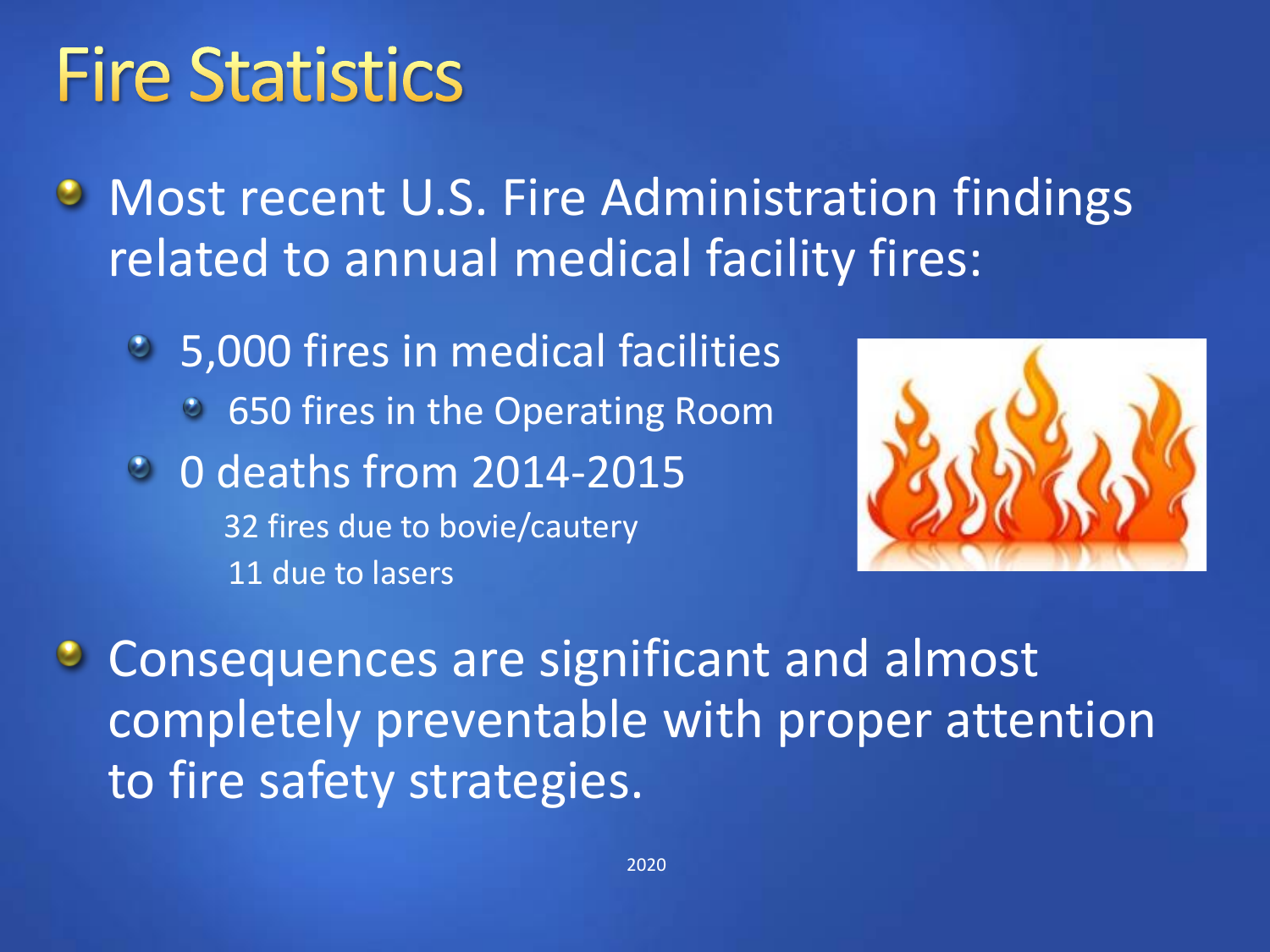# Fire Statistics

- Most recent U.S. Fire Administration findings related to annual medical facility fires:
  - 5,000 fires in medical facilities
    - 650 fires in the Operating Room
  - 0 deaths from 2014-2015

    32 fires due to bovie/cautery

    11 due to lasers
- Consequences are significant and almost completely preventable with proper attention to fire safety strategies.

2020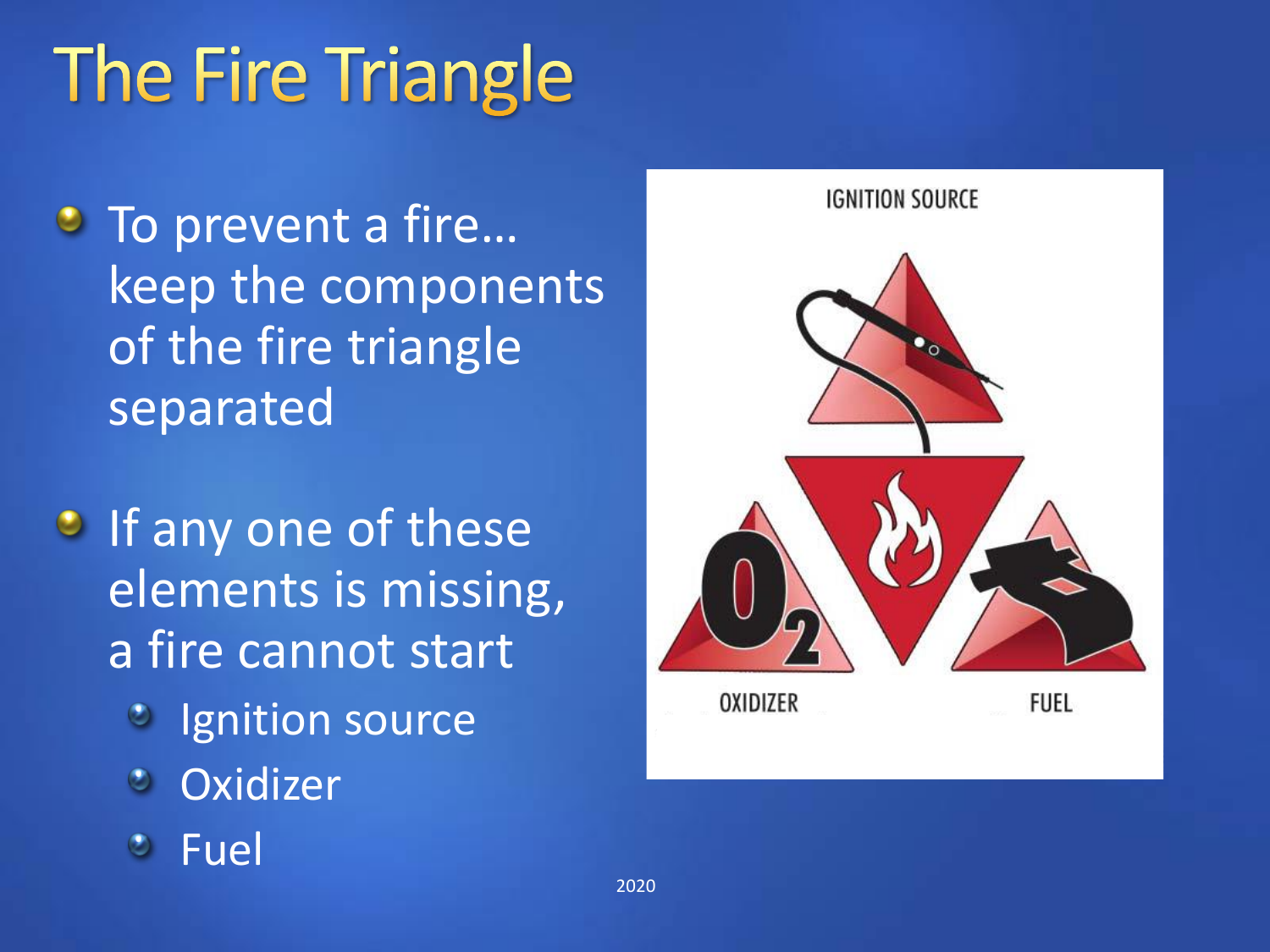# The Fire Triangle

- To prevent a fire… keep the components of the fire triangle separated

- If any one of these elements is missing, a fire cannot start
  - Ignition source
  - Oxidizer
  - Fuel

IGNITION SOURCE

OXIDIZER

FUEL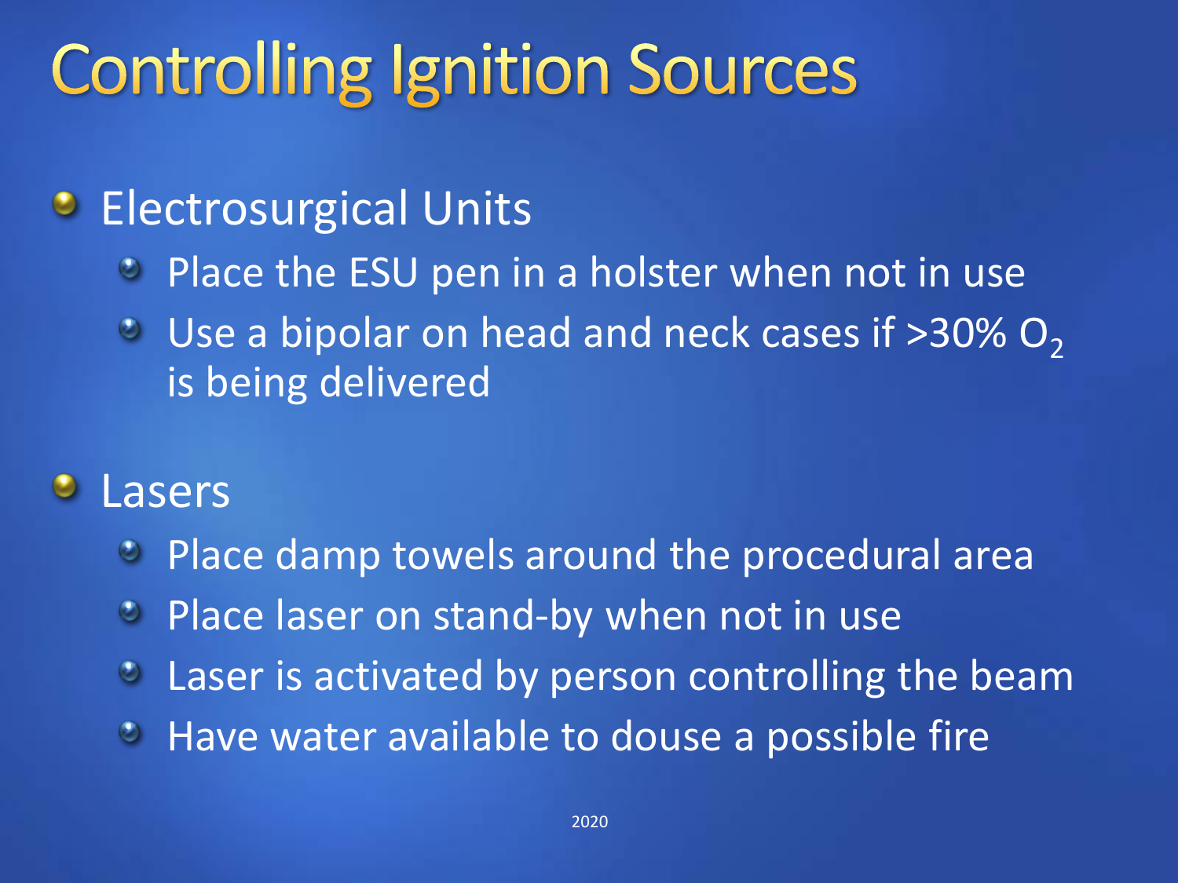# Controlling Ignition Sources

- Electrosurgical Units
  - Place the ESU pen in a holster when not in use
  - Use a bipolar on head and neck cases if >30% $O_2$ is being delivered

- Lasers
  - Place damp towels around the procedural area
  - Place laser on stand-by when not in use
  - Laser is activated by person controlling the beam
  - Have water available to douse a possible fire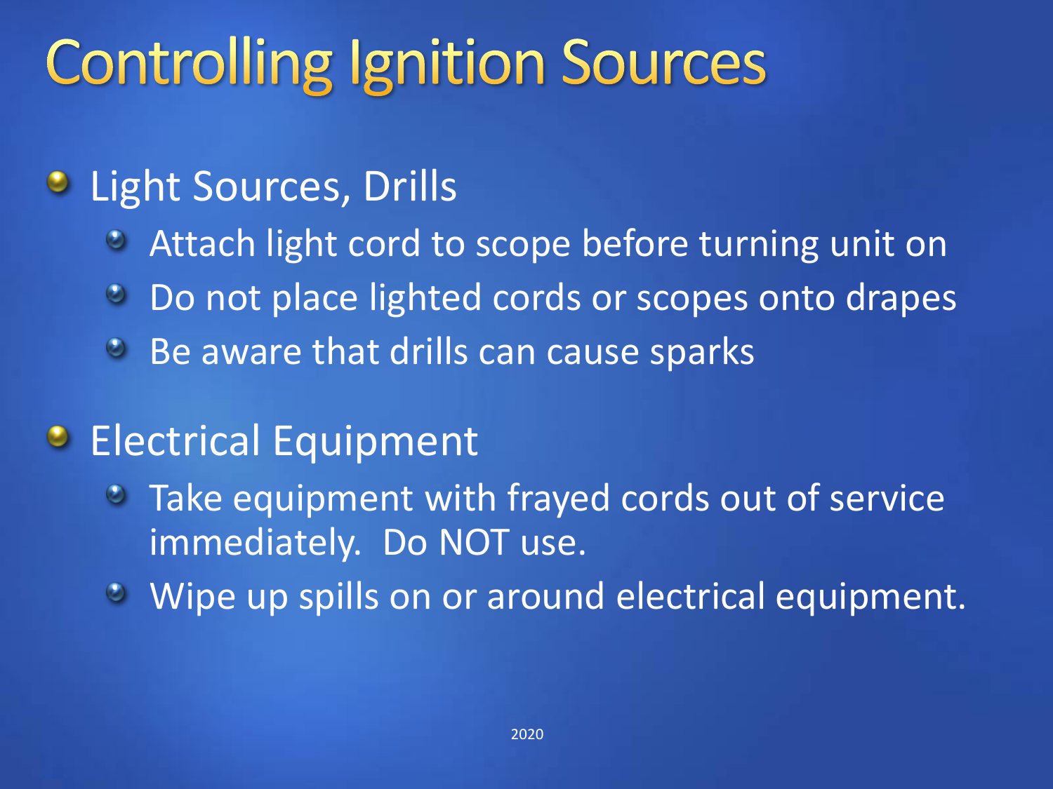# Controlling Ignition Sources

- Light Sources, Drills
  - Attach light cord to scope before turning unit on
  - Do not place lighted cords or scopes onto drapes
  - Be aware that drills can cause sparks
- Electrical Equipment
  - Take equipment with frayed cords out of service immediately. Do NOT use.
  - Wipe up spills on or around electrical equipment.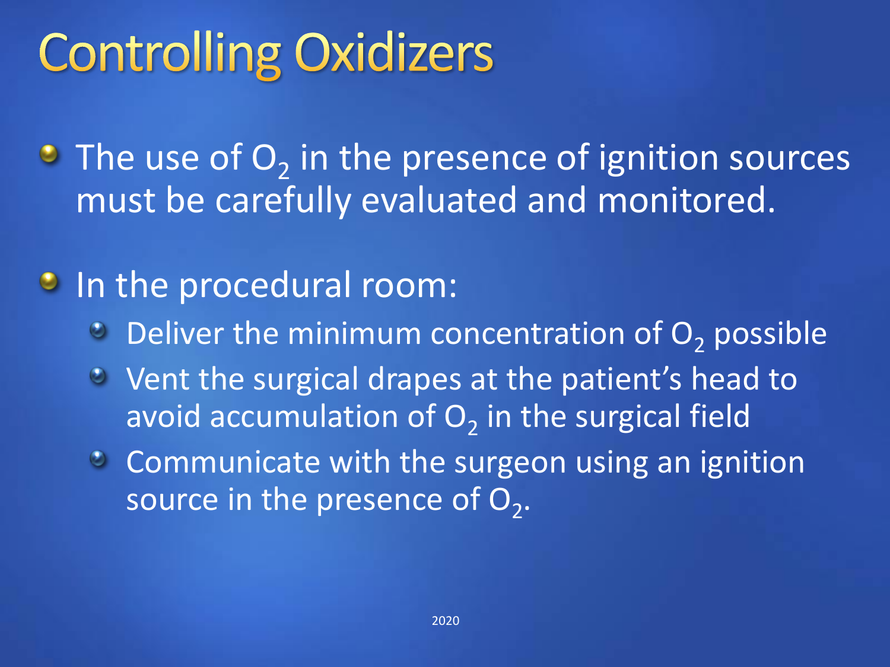# Controlling Oxidizers

- The use of $O_2$ in the presence of ignition sources must be carefully evaluated and monitored.
- In the procedural room:
  - Deliver the minimum concentration of $O_2$ possible
  - Vent the surgical drapes at the patient's head to avoid accumulation of $O_2$ in the surgical field
  - Communicate with the surgeon using an ignition source in the presence of $O_2$.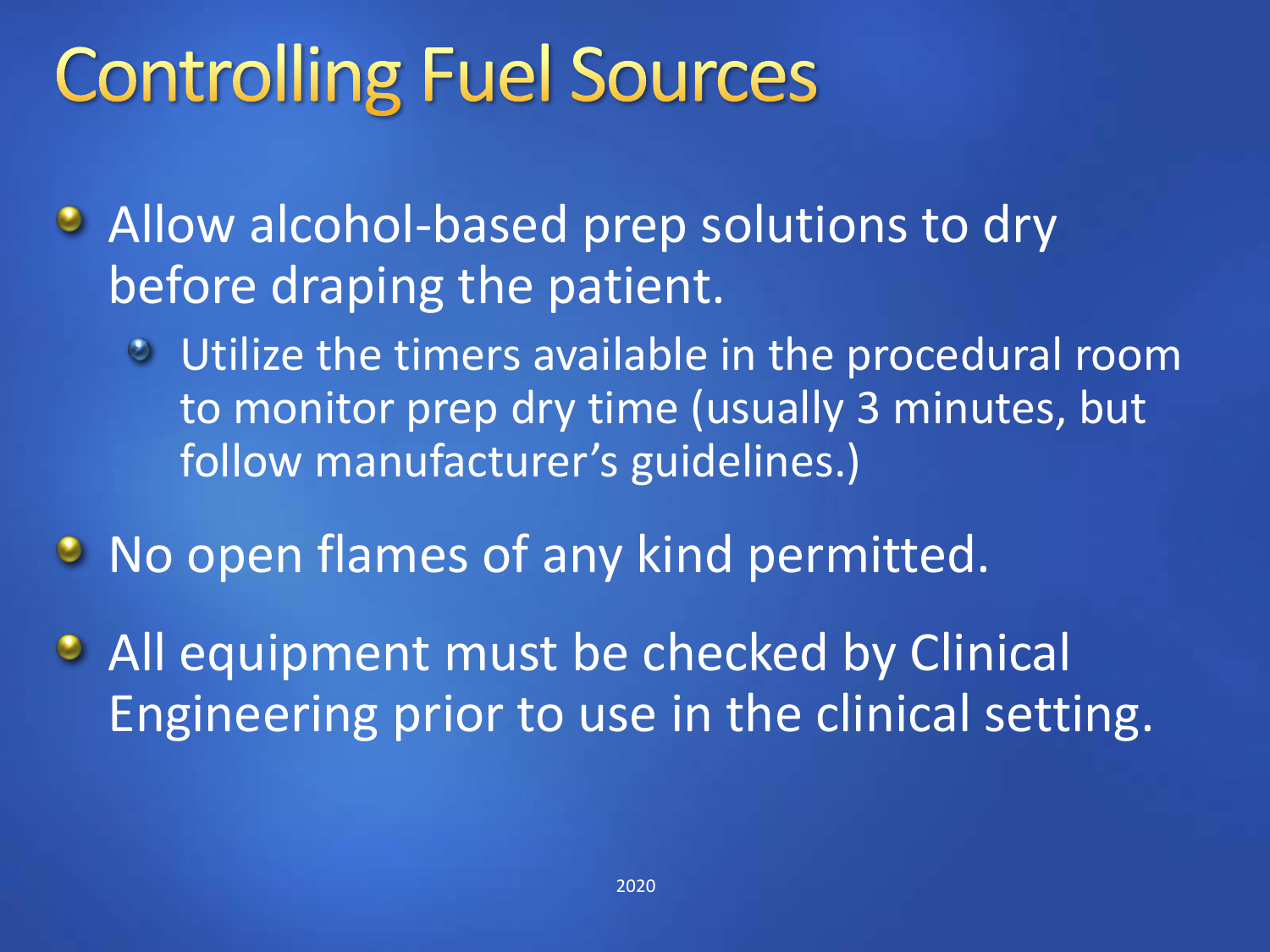# Controlling Fuel Sources

- Allow alcohol-based prep solutions to dry before draping the patient.
  - Utilize the timers available in the procedural room to monitor prep dry time (usually 3 minutes, but follow manufacturer's guidelines.)
- No open flames of any kind permitted.
- All equipment must be checked by Clinical Engineering prior to use in the clinical setting.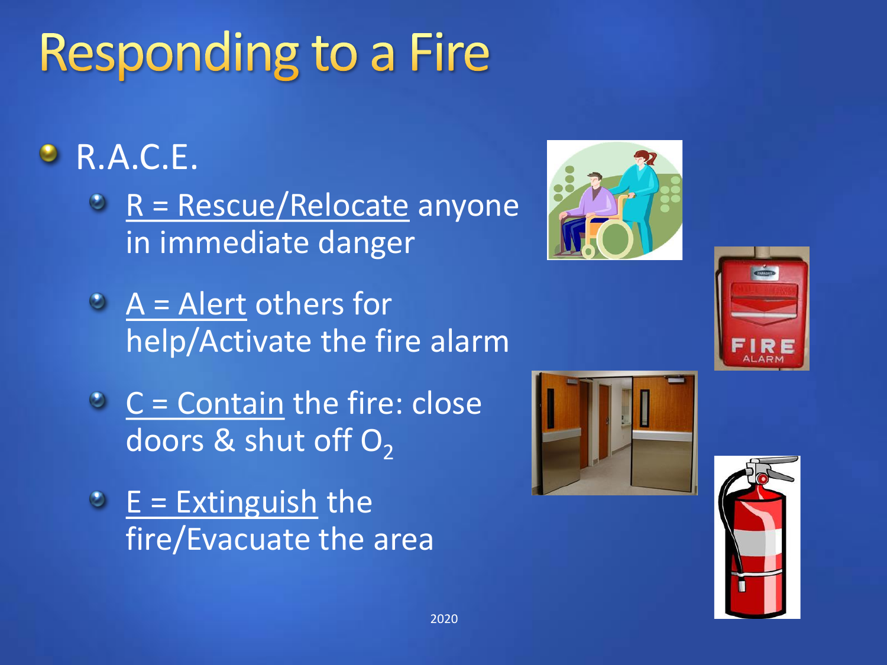# Responding to a Fire

- R.A.C.E.
  - R = Rescue/Relocate anyone in immediate danger
  - A = Alert others for help/Activate the fire alarm
  - C = Contain the fire: close doors & shut off $O_2$
  - E = Extinguish the fire/Evacuate the area

2020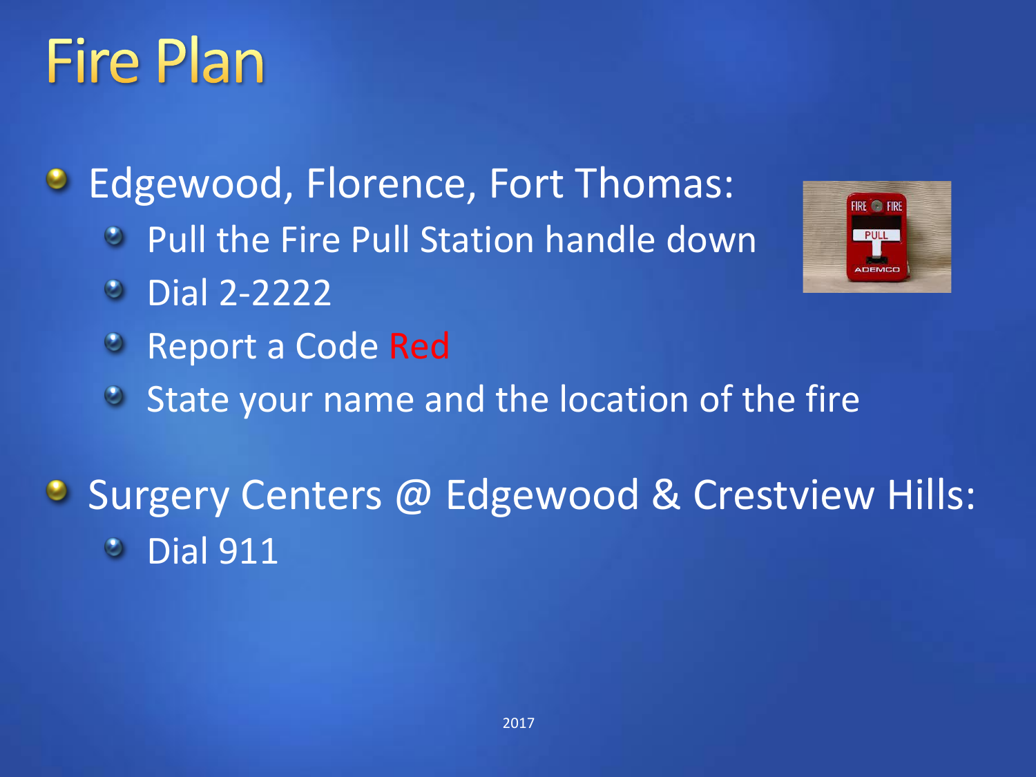# Fire Plan

- Edgewood, Florence, Fort Thomas:
  - Pull the Fire Pull Station handle down
  - Dial 2-2222
  - Report a Code Red
  - State your name and the location of the fire
- Surgery Centers @ Edgewood & Crestview Hills:
  - Dial 911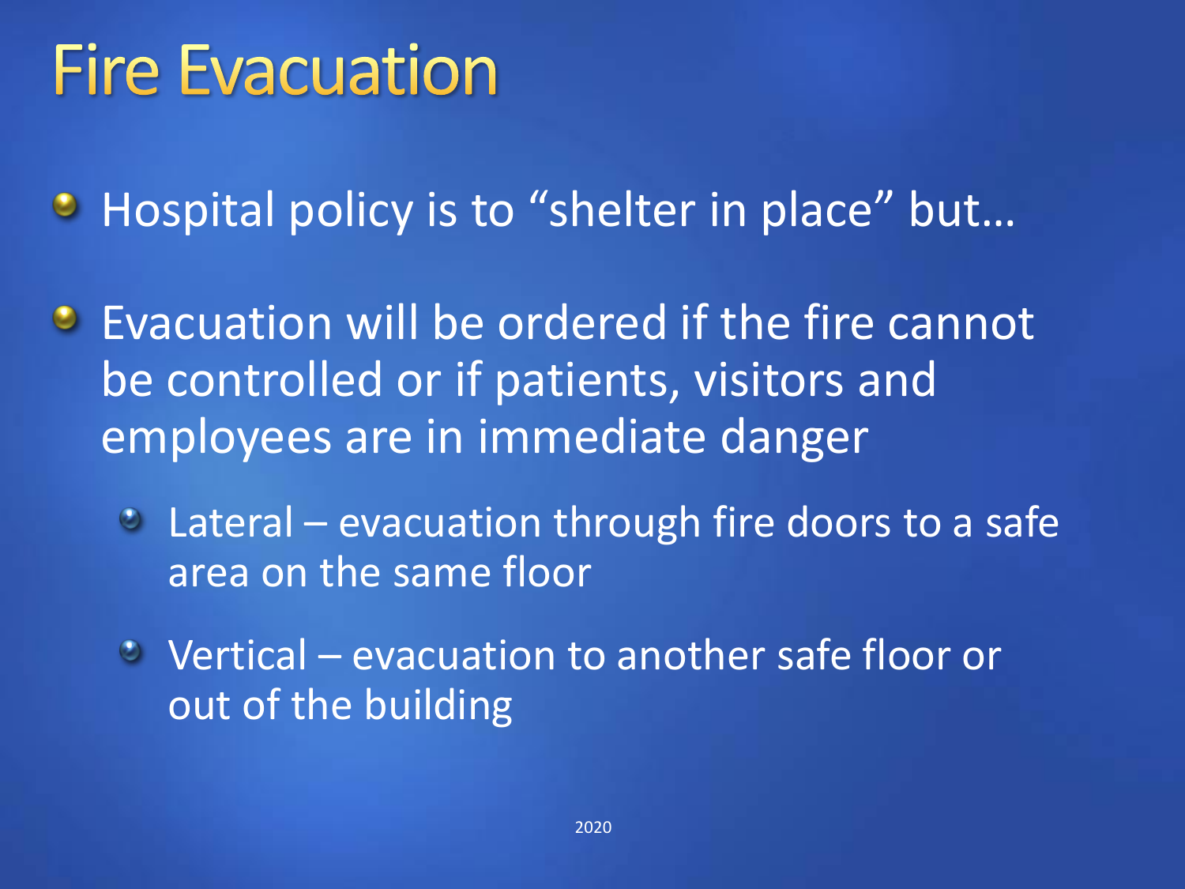# Fire Evacuation

- Hospital policy is to “shelter in place” but…
- Evacuation will be ordered if the fire cannot be controlled or if patients, visitors and employees are in immediate danger
  - Lateral – evacuation through fire doors to a safe area on the same floor
  - Vertical – evacuation to another safe floor or out of the building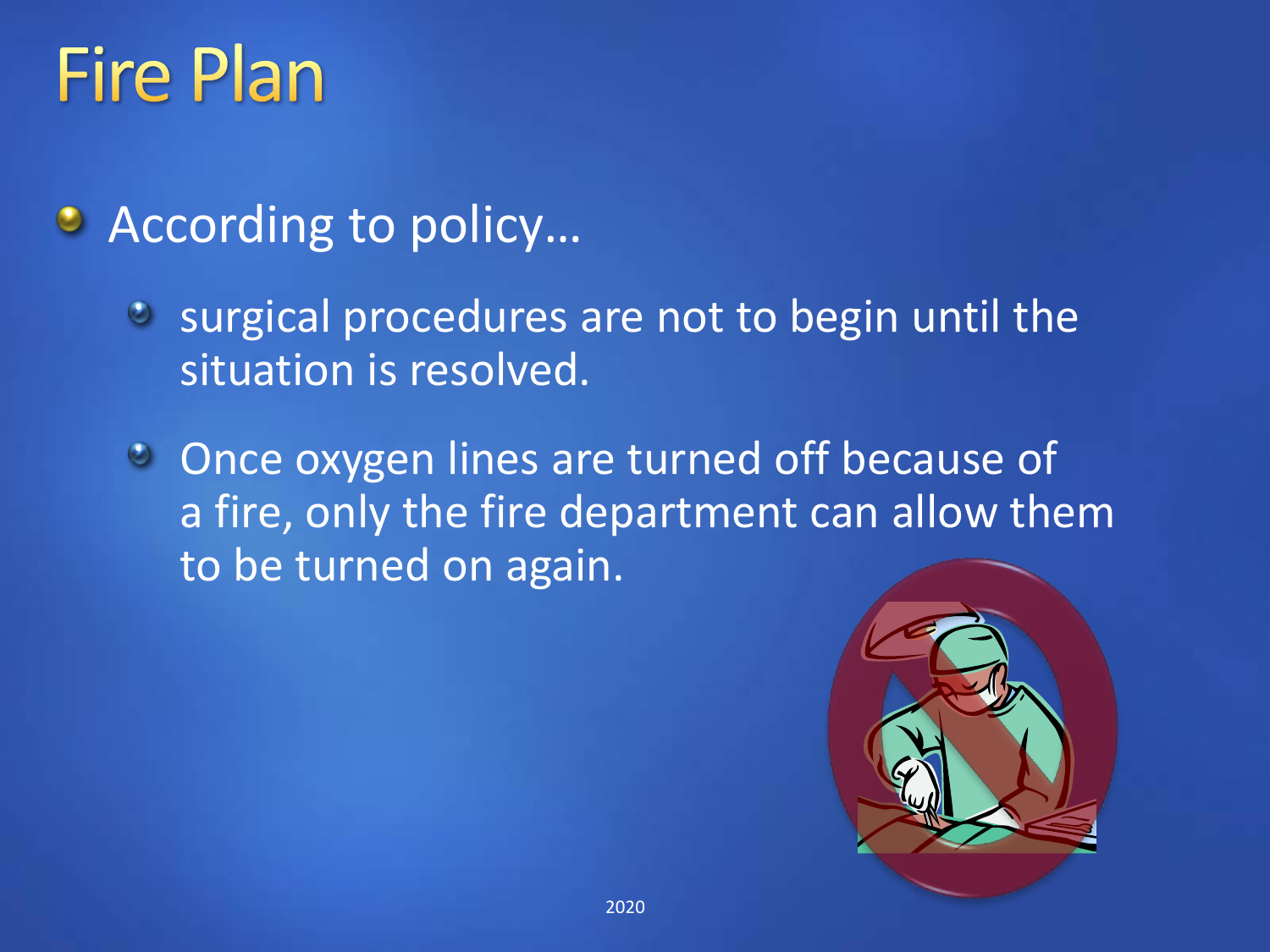# Fire Plan

- According to policy…
  - surgical procedures are not to begin until the situation is resolved.
  - Once oxygen lines are turned off because of a fire, only the fire department can allow them to be turned on again.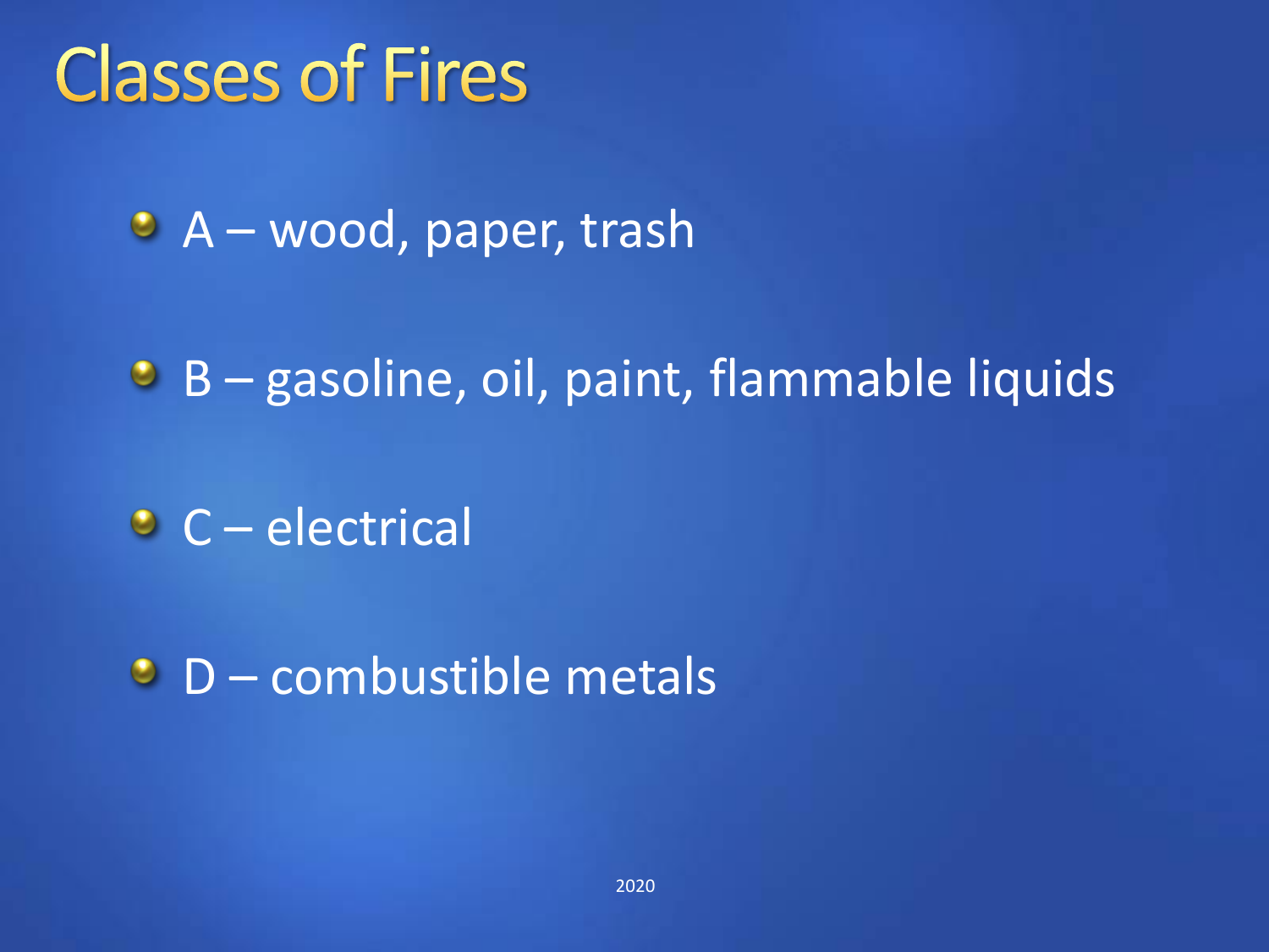# Classes of Fires

- A – wood, paper, trash
- B – gasoline, oil, paint, flammable liquids
- C – electrical
- D – combustible metals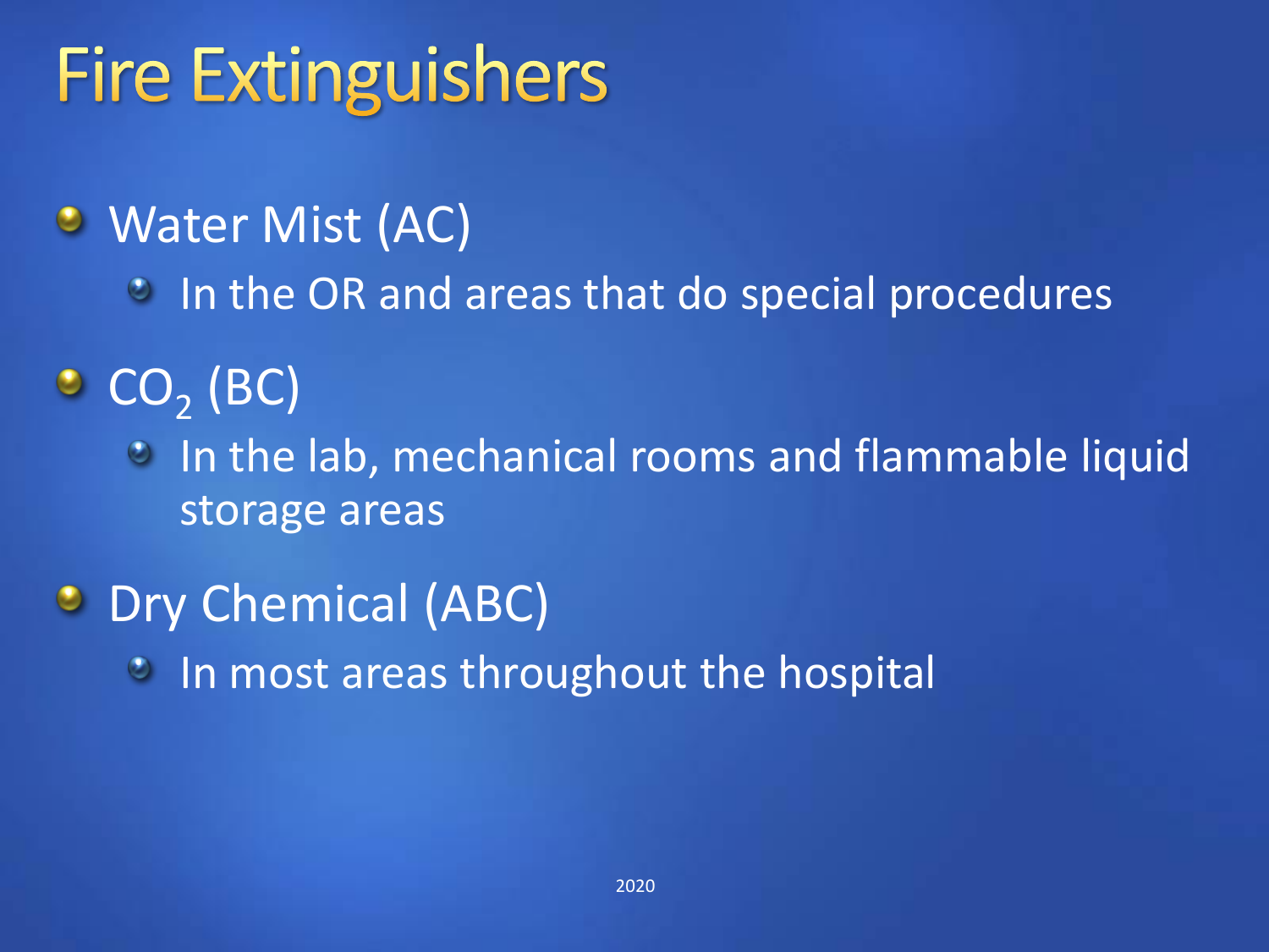# Fire Extinguishers

- Water Mist (AC)
  - In the OR and areas that do special procedures
- $CO_2$ (BC)
  - In the lab, mechanical rooms and flammable liquid storage areas
- Dry Chemical (ABC)
  - In most areas throughout the hospital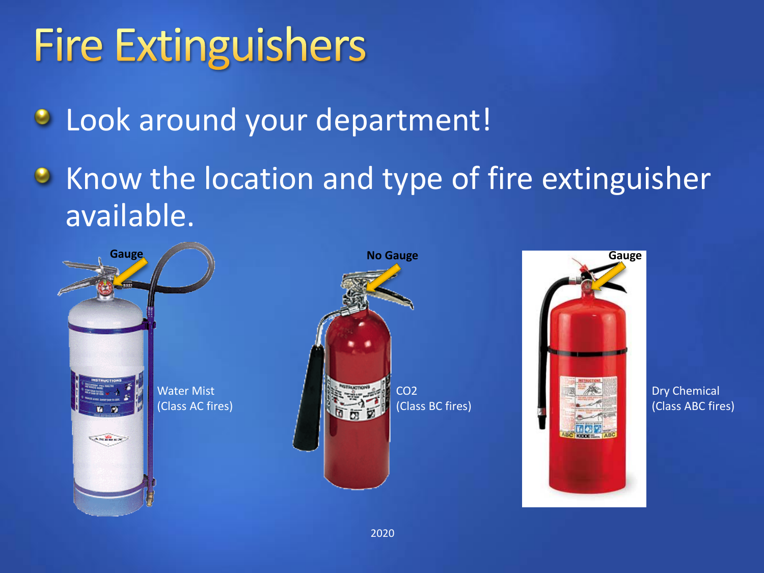# Fire Extinguishers

- Look around your department!
- Know the location and type of fire extinguisher available.

Gauge

Water Mist
(Class AC fires)

No Gauge

$CO_2$
(Class BC fires)

Gauge

Dry Chemical
(Class ABC fires)

2020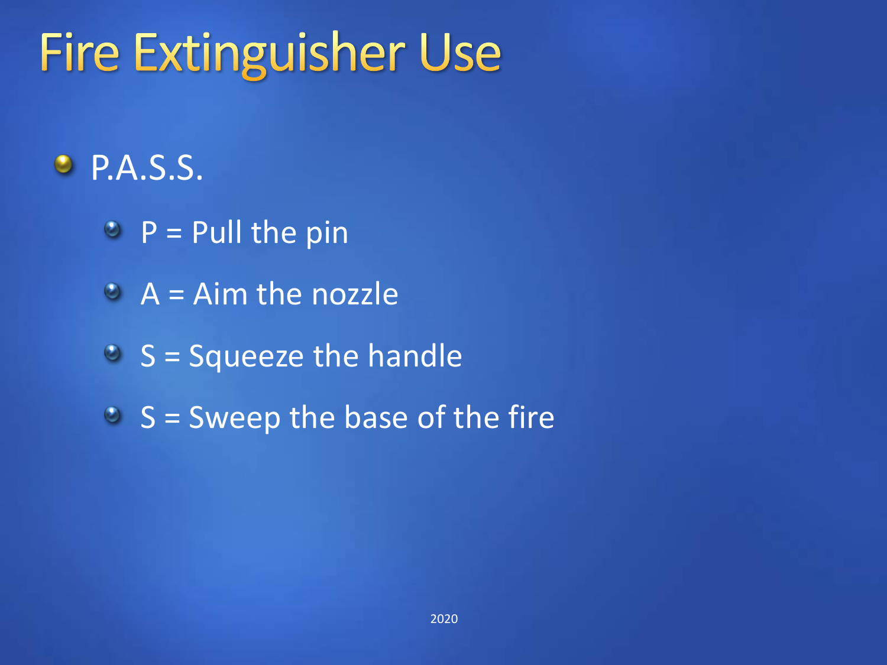# Fire Extinguisher Use

- P.A.S.S.
  - P = Pull the pin
  - A = Aim the nozzle
  - S = Squeeze the handle
  - S = Sweep the base of the fire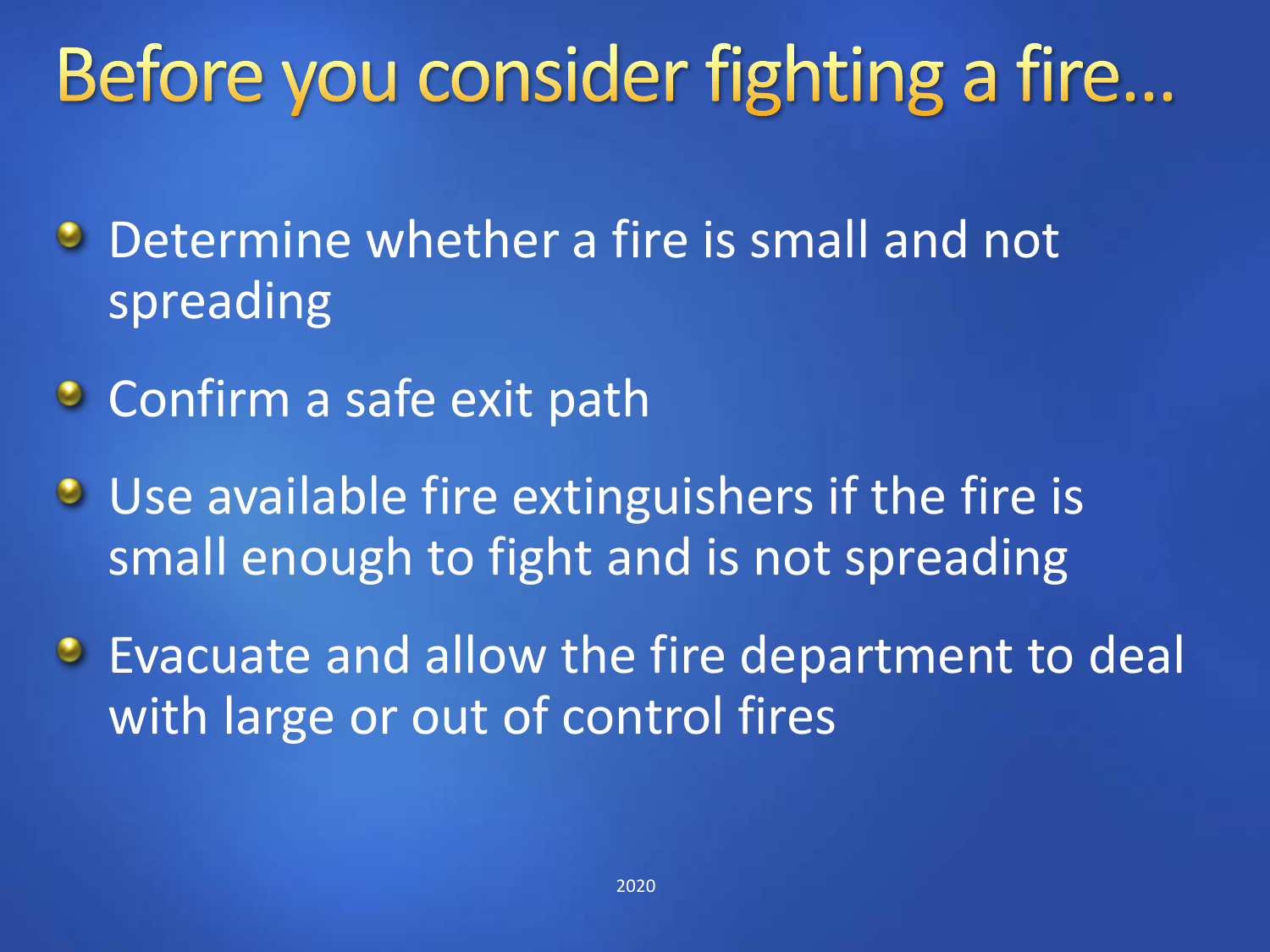# Before you consider fighting a fire…

- Determine whether a fire is small and not spreading
- Confirm a safe exit path
- Use available fire extinguishers if the fire is small enough to fight and is not spreading
- Evacuate and allow the fire department to deal with large or out of control fires

2020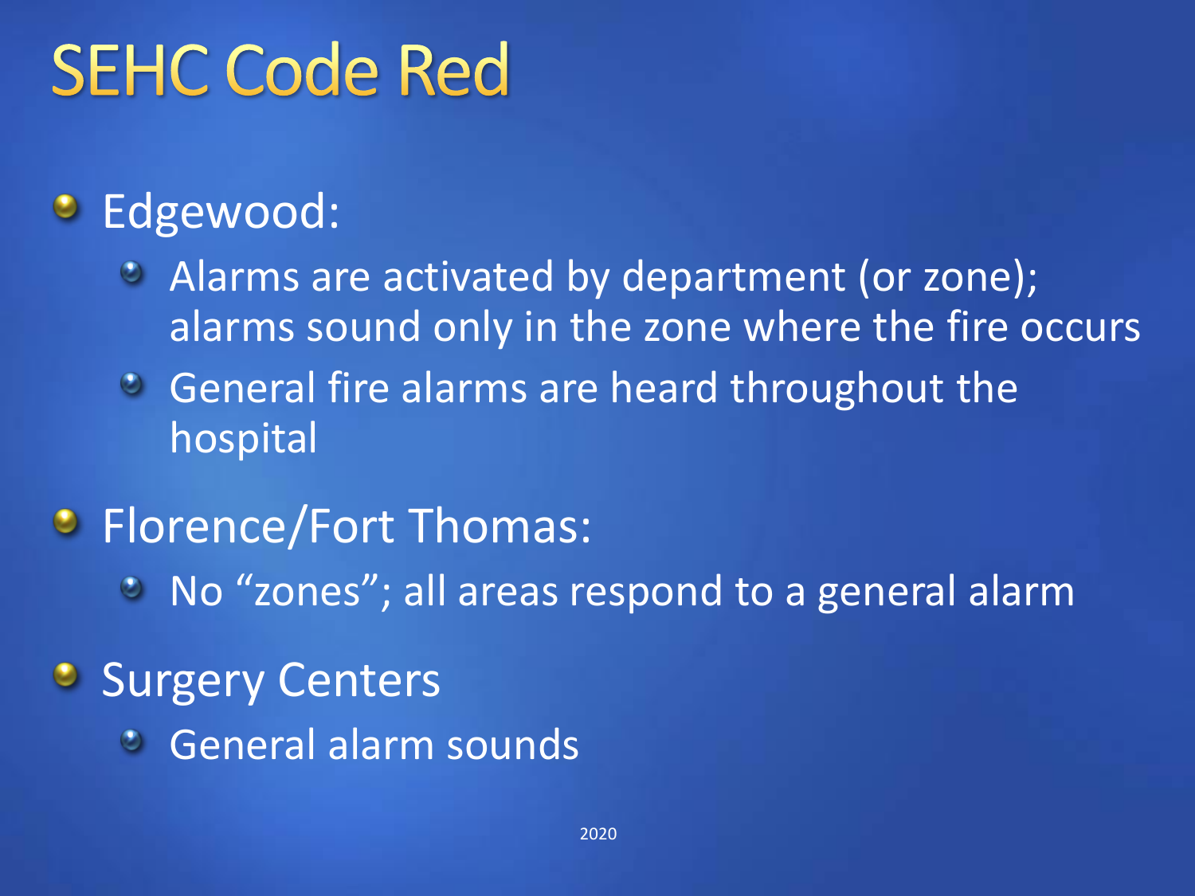# SEHC Code Red

- Edgewood:
  - Alarms are activated by department (or zone); alarms sound only in the zone where the fire occurs
  - General fire alarms are heard throughout the hospital
- Florence/Fort Thomas:
  - No "zones"; all areas respond to a general alarm
- Surgery Centers
  - General alarm sounds

2020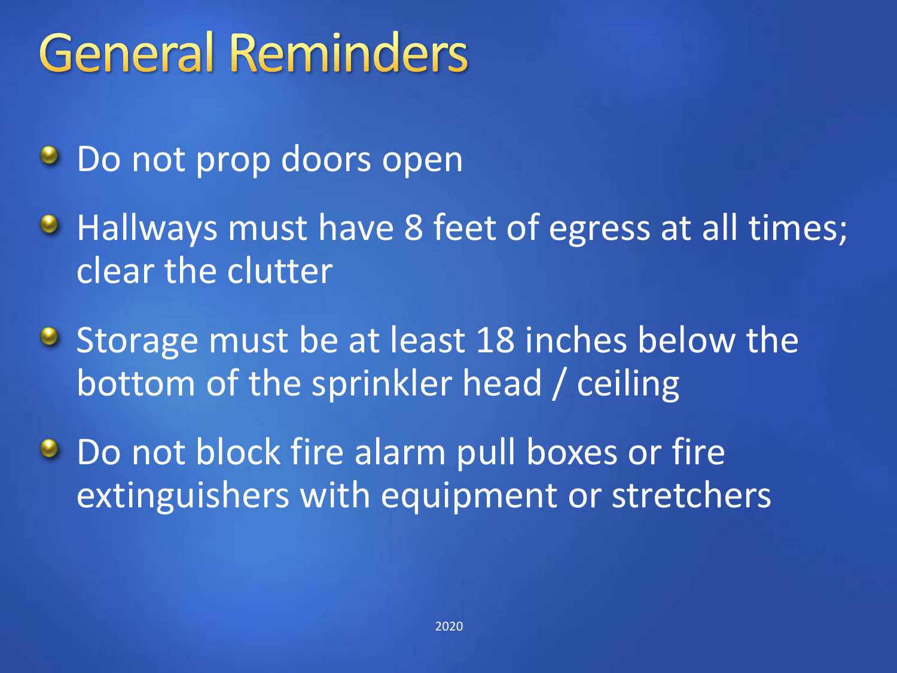# General Reminders

- Do not prop doors open
- Hallways must have 8 feet of egress at all times; clear the clutter
- Storage must be at least 18 inches below the bottom of the sprinkler head / ceiling
- Do not block fire alarm pull boxes or fire extinguishers with equipment or stretchers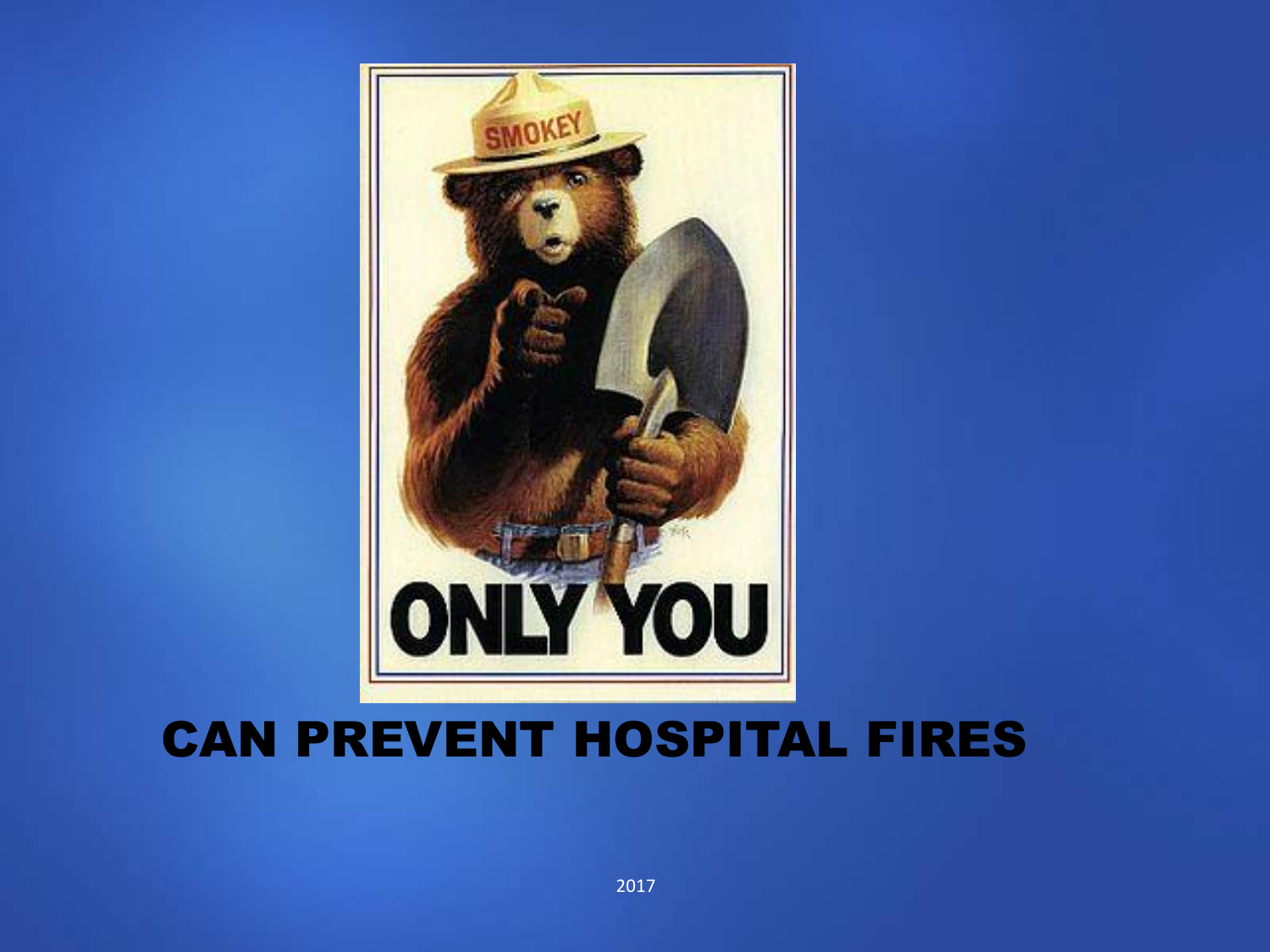ONLY YOU

CAN PREVENT HOSPITAL FIRES

2017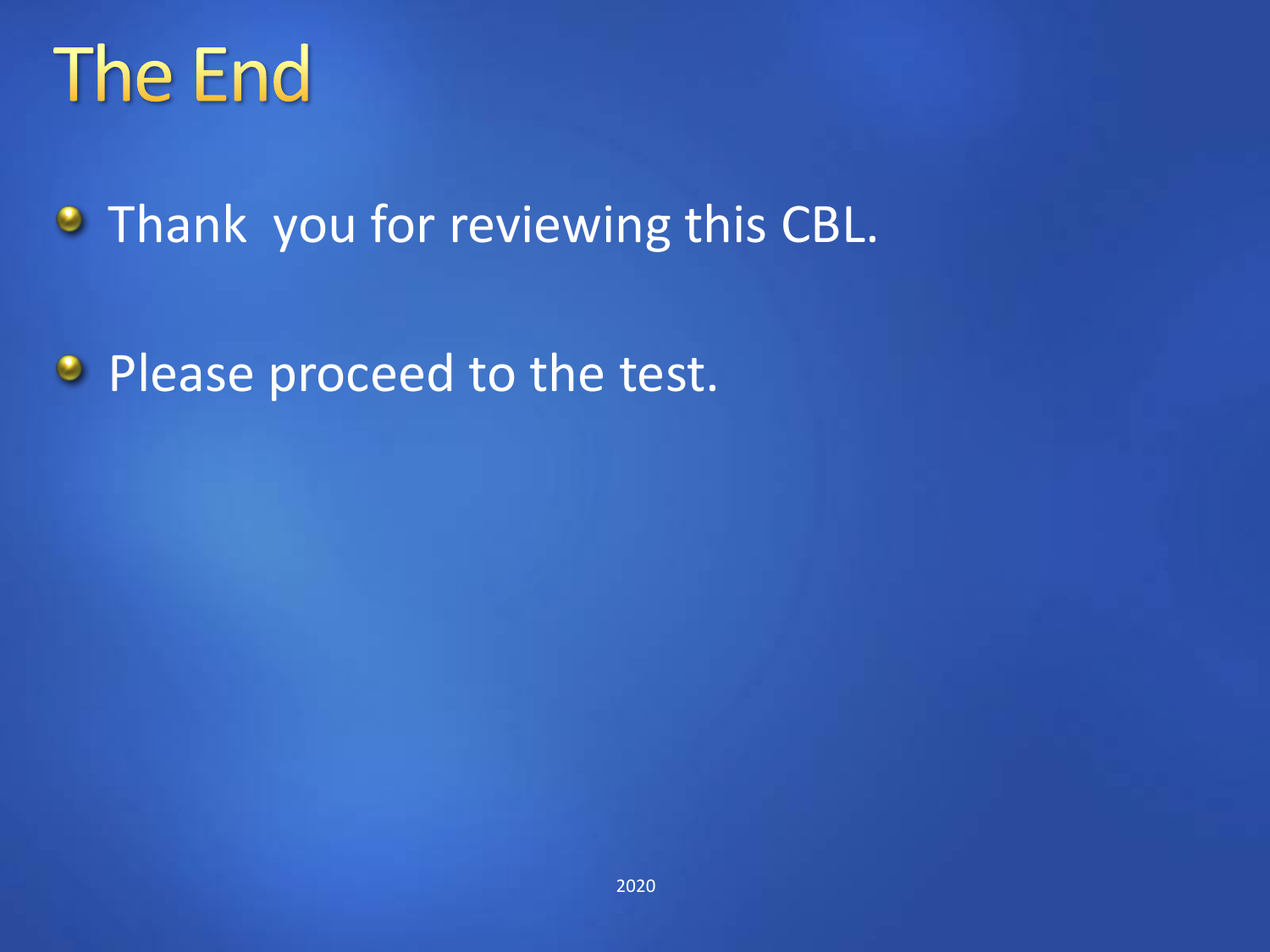# The End

- Thank  you for reviewing this CBL.
- Please proceed to the test.